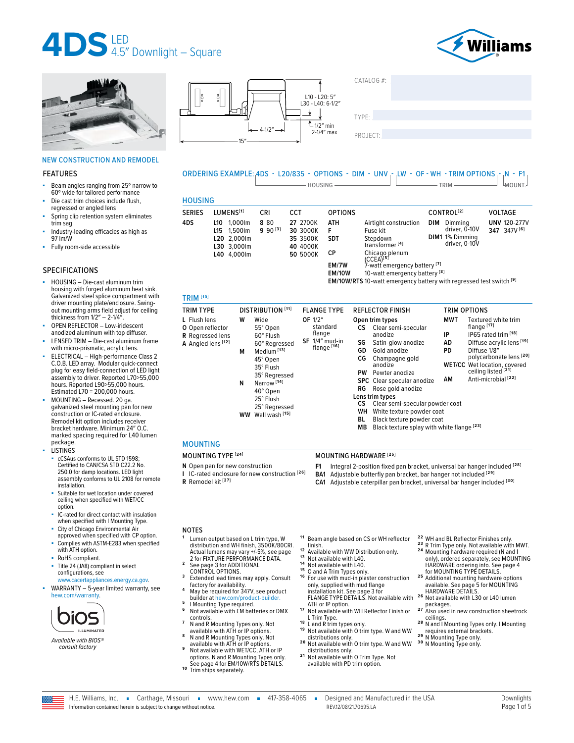# 4DS LED 4.5" Downlight – Square

Williams

L10 - L20: 5"
L30 - L40: 6-1/2"

4-1/2"

15"

1/2" min
2-1/4" max

CATALOG #:

TYPE:

PROJECT:

NEW CONSTRUCTION AND REMODEL

## FEATURES

- Beam angles ranging from 25º narrow to 60º wide for tailored performance
- Die cast trim choices include flush, regressed or angled lens
- Spring clip retention system eliminates trim sag
- Industry-leading efficacies as high as 97 lm/W
- Fully room-side accessible

## SPECIFICATIONS

- HOUSING – Die-cast aluminum trim housing with forged aluminum heat sink. Galvanized steel splice compartment with driver mounting plate/enclosure. Swing-out mounting arms field adjust for ceiling thickness from 1/2" – 2-1/4".
- OPEN REFLECTOR – Low-iridescent anodized aluminum with top diffuser.
- LENSED TRIM – Die-cast aluminum frame with micro-prismatic, acrylic lens.
- ELECTRICAL – High-performance Class 2 C.O.B. LED array. Modular quick-connect plug for easy field-connection of LED light assembly to driver. Reported L70>55,000 hours. Reported L90>55,000 hours. Estimated L70 = 200,000 hours.
- MOUNTING – Recessed. 20 ga. galvanized steel mounting pan for new construction or IC-rated enclosure. Remodel kit option includes receiver bracket hardware. Minimum 24" O.C. marked spacing required for L40 lumen package.
- LISTINGS –
  - cCSAus conforms to UL STD 1598; Certified to CAN/CSA STD C22.2 No. 250.0 for damp locations. LED light assembly conforms to UL 2108 for remote installation.
  - Suitable for wet location under covered ceiling when specified with WET/CC option.
  - IC-rated for direct contact with insulation when specified with I Mounting Type.
  - City of Chicago Environmental Air approved when specified with CP option.
  - Complies with ASTM-E283 when specified with ATH option.
  - RoHS compliant.
  - Title 24 (JA8) compliant in select configurations, see www.cacertappliances.energy.ca.gov.
- WARRANTY – 5-year limited warranty, see hew.com/warranty.

bios ILLUMINATED

*Available with BIOS® consult factory*

ORDERING EXAMPLE: 4DS - L20/835 - OPTIONS - DIM - UNV - LW - OF - WH - TRIM OPTIONS - N - F1
(HOUSING: 4DS through UNV; TRIM: LW through TRIM OPTIONS; MOUNT.: N - F1)

## HOUSING

| SERIES | LUMENS[1] | CRI | CCT | OPTIONS | | CONTROL[2] | VOLTAGE |
|---|---|---|---|---|---|---|---|
| 4DS | L10 1,000lm | 8 80 | 27 2700K | ATH | Airtight construction | DIM Dimming driver, 0-10V | UNV 120-277V |
| | L15 1,500lm | 9 90[3] | 30 3000K | F | Fuse kit | DIM1 1% Dimming driver, 0-10V | 347 347V[6] |
| | L20 2,000lm | | 35 3500K | SDT | Stepdown transformer[4] | | |
| | L30 3,000lm | | 40 4000K | CP | Chicago plenum (CCEA)[5] | | |
| | L40 4,000lm | | 50 5000K | EM/7W | 7-watt emergency battery[7] | | |
| | | | | EM/10W | 10-watt emergency battery[8] | | |
| | | | | EM/10W/RTS | 10-watt emergency battery with regressed test switch[9] | | |

## TRIM[10]

| TRIM TYPE | DISTRIBUTION[11] | FLANGE TYPE | REFLECTOR FINISH | TRIM OPTIONS |
|---|---|---|---|---|
| L Flush lens | W Wide: 55° Open, 60° Flush, 60° Regressed | OF 1/2" standard flange | Open trim types: CS Clear semi-specular anodize | MWT Textured white trim flange[17] |
| O Open reflector | M Medium[13]: 45° Open, 35° Flush, 35° Regressed | SF 1/4" mud-in flange[16] | SG Satin-glow anodize | IP IP65 rated trim[18] |
| R Regressed lens | N Narrow[14]: 40° Open, 25° Flush, 25° Regressed | | GD Gold anodize | AD Diffuse acrylic lens[19] |
| A Angled lens[12] | WW Wall wash[15] | | CG Champagne gold anodize | PD Diffuse 1/8" polycarbonate lens[20] |
| | | | PW Pewter anodize | WET/CC Wet location, covered ceiling listed[21] |
| | | | SPC Clear specular anodize | AM Anti-microbial[22] |
| | | | RG Rose gold anodize | |
| | | | Lens trim types: CS Clear semi-specular powder coat | |
| | | | WH White texture powder coat | |
| | | | BL Black texture powder coat | |
| | | | MB Black texture splay with white flange[23] | |

## MOUNTING

| MOUNTING TYPE[24] | MOUNTING HARDWARE[25] |
|---|---|
| N Open pan for new construction | F1 Integral 2-position fixed pan bracket, universal bar hanger included[28] |
| I IC-rated enclosure for new construction[26] | BA1 Adjustable butterfly pan bracket, bar hanger not included[29] |
| R Remodel kit[27] | CA1 Adjustable caterpillar pan bracket, universal bar hanger included[30] |

## NOTES

1. Lumen output based on L trim type, W distribution and WH finish, 3500K/80CRI. Actual lumens may vary +/-5%, see page 2 for FIXTURE PERFORMANCE DATA.
2. See page 3 for ADDITIONAL CONTROL OPTIONS.
3. Extended lead times may apply. Consult factory for availability.
4. May be required for 347V, see product builder at hew.com/product-builder.
5. I Mounting Type required.
6. Not available with EM batteries or DMX controls.
7. N and R Mounting Types only. Not available with ATH or IP options.
8. N and R Mounting Types only. Not available with ATH or IP options.
9. Not available with WET/CC, ATH or IP options. N and R Mounting Types only. See page 4 for EM/10W/RTS DETAILS.
10. Trim ships separately.
11. Beam angle based on CS or WH reflector finish.
12. Available with WW Distribution only.
13. Not available with L40.
14. Not available with L40.
15. O and A Trim Types only.
16. For use with mud-in plaster construction only, supplied with mud flange installation kit. See page 3 for FLANGE TYPE DETAILS. Not available with ATH or IP option.
17. Not available with WH Reflector Finish or L Trim Type.
18. L and R trim types only.
19. Not available with O trim type. W and WW distributions only.
20. Not available with O trim type. W and WW distributions only.
21. Not available with O Trim Type. Not available with PD trim option.
22. WH and BL Reflector Finishes only.
23. R Trim Type only. Not available with MWT.
24. Mounting hardware required (N and I only), ordered separately, see MOUNTING HARDWARE ordering info. See page 4 for MOUNTING TYPE DETAILS.
25. Additional mounting hardware options available. See page 5 for MOUNTING HARDWARE DETAILS.
26. Not available with L30 or L40 lumen packages.
27. Also used in new construction sheetrock ceilings.
28. N and I Mounting Types only. I Mounting requires external brackets.
29. N Mounting Type only.
30. N Mounting Type only.

H.E. Williams, Inc. ▪ Carthage, Missouri ▪ www.hew.com ▪ 417-358-4065 ▪ Designed and Manufactured in the USA
Information contained herein is subject to change without notice. REV.12/08/21.70695.LA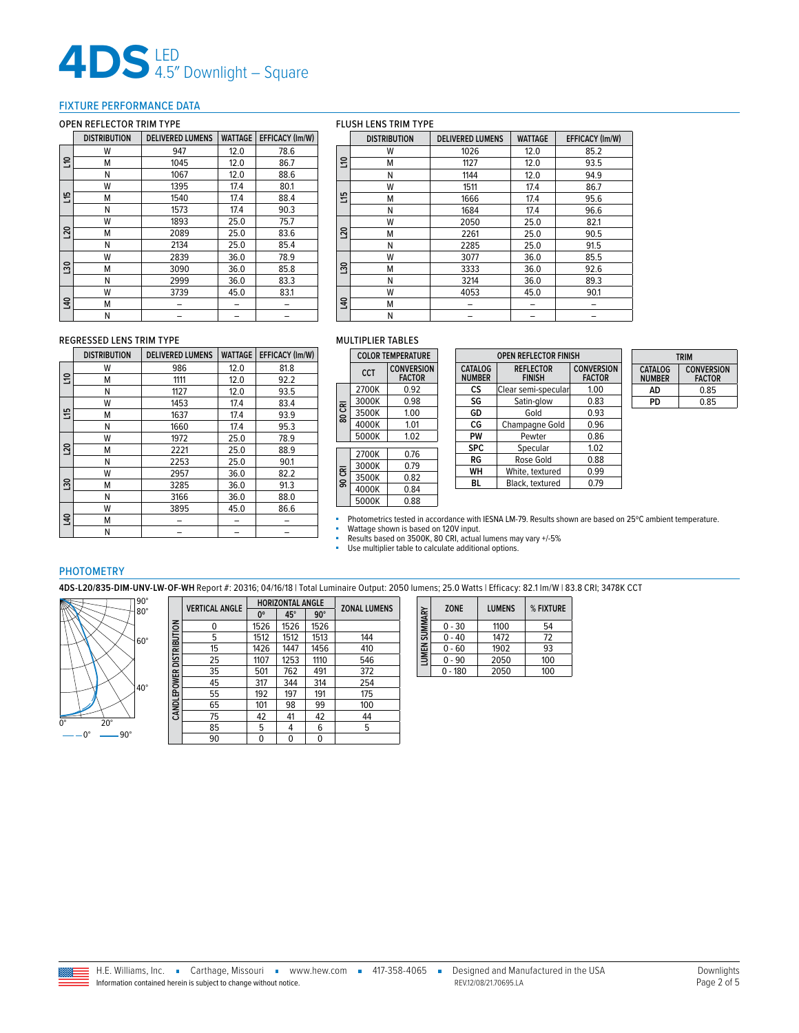# 4DS LED 4.5″ Downlight – Square

## FIXTURE PERFORMANCE DATA

### OPEN REFLECTOR TRIM TYPE

| | DISTRIBUTION | DELIVERED LUMENS | WATTAGE | EFFICACY (lm/W) |
|---|---|---|---|---|
| L10 | W | 947 | 12.0 | 78.6 |
| | M | 1045 | 12.0 | 86.7 |
| | N | 1067 | 12.0 | 88.6 |
| L15 | W | 1395 | 17.4 | 80.1 |
| | M | 1540 | 17.4 | 88.4 |
| | N | 1573 | 17.4 | 90.3 |
| L20 | W | 1893 | 25.0 | 75.7 |
| | M | 2089 | 25.0 | 83.6 |
| | N | 2134 | 25.0 | 85.4 |
| L30 | W | 2839 | 36.0 | 78.9 |
| | M | 3090 | 36.0 | 85.8 |
| | N | 2999 | 36.0 | 83.3 |
| L40 | W | 3739 | 45.0 | 83.1 |
| | M | – | – | – |
| | N | – | – | – |

### FLUSH LENS TRIM TYPE

| | DISTRIBUTION | DELIVERED LUMENS | WATTAGE | EFFICACY (lm/W) |
|---|---|---|---|---|
| L10 | W | 1026 | 12.0 | 85.2 |
| | M | 1127 | 12.0 | 93.5 |
| | N | 1144 | 12.0 | 94.9 |
| L15 | W | 1511 | 17.4 | 86.7 |
| | M | 1666 | 17.4 | 95.6 |
| | N | 1684 | 17.4 | 96.6 |
| L20 | W | 2050 | 25.0 | 82.1 |
| | M | 2261 | 25.0 | 90.5 |
| | N | 2285 | 25.0 | 91.5 |
| L30 | W | 3077 | 36.0 | 85.5 |
| | M | 3333 | 36.0 | 92.6 |
| | N | 3214 | 36.0 | 89.3 |
| L40 | W | 4053 | 45.0 | 90.1 |
| | M | – | – | – |
| | N | – | – | – |

### REGRESSED LENS TRIM TYPE

| | DISTRIBUTION | DELIVERED LUMENS | WATTAGE | EFFICACY (lm/W) |
|---|---|---|---|---|
| L10 | W | 986 | 12.0 | 81.8 |
| | M | 1111 | 12.0 | 92.2 |
| | N | 1127 | 12.0 | 93.5 |
| L15 | W | 1453 | 17.4 | 83.4 |
| | M | 1637 | 17.4 | 93.9 |
| | N | 1660 | 17.4 | 95.3 |
| L20 | W | 1972 | 25.0 | 78.9 |
| | M | 2221 | 25.0 | 88.9 |
| | N | 2253 | 25.0 | 90.1 |
| L30 | W | 2957 | 36.0 | 82.2 |
| | M | 3285 | 36.0 | 91.3 |
| | N | 3166 | 36.0 | 88.0 |
| L40 | W | 3895 | 45.0 | 86.6 |
| | M | – | – | – |
| | N | – | – | – |

### MULTIPLIER TABLES

| | COLOR TEMPERATURE | |
|---|---|---|
| | CCT | CONVERSION FACTOR |
| 80 CRI | 2700K | 0.92 |
| | 3000K | 0.98 |
| | 3500K | 1.00 |
| | 4000K | 1.01 |
| | 5000K | 1.02 |
| 90 CRI | 2700K | 0.76 |
| | 3000K | 0.79 |
| | 3500K | 0.82 |
| | 4000K | 0.84 |
| | 5000K | 0.88 |

| OPEN REFLECTOR FINISH | | |
|---|---|---|
| CATALOG NUMBER | REFLECTOR FINISH | CONVERSION FACTOR |
| CS | Clear semi-specular | 1.00 |
| SG | Satin-glow | 0.83 |
| GD | Gold | 0.93 |
| CG | Champagne Gold | 0.96 |
| PW | Pewter | 0.86 |
| SPC | Specular | 1.02 |
| RG | Rose Gold | 0.88 |
| WH | White, textured | 0.99 |
| BL | Black, textured | 0.79 |

| TRIM | |
|---|---|
| CATALOG NUMBER | CONVERSION FACTOR |
| AD | 0.85 |
| PD | 0.85 |

- Photometrics tested in accordance with IESNA LM-79. Results shown are based on 25°C ambient temperature.
- Wattage shown is based on 120V input.
- Results based on 3500K, 80 CRI, actual lumens may vary +/-5%
- Use multiplier table to calculate additional options.

## PHOTOMETRY

**4DS-L20/835-DIM-UNV-LW-OF-WH** Report #: 20316; 04/16/18 | Total Luminaire Output: 2050 lumens; 25.0 Watts | Efficacy: 82.1 lm/W | 83.8 CRI; 3478K CCT

— 0°   —— 90°

| CANDLEPOWER DISTRIBUTION | HORIZONTAL ANGLE | | | |
|---|---|---|---|---|
| VERTICAL ANGLE | 0° | 45° | 90° | ZONAL LUMENS |
| 0 | 1526 | 1526 | 1526 | |
| 5 | 1512 | 1512 | 1513 | 144 |
| 15 | 1426 | 1447 | 1456 | 410 |
| 25 | 1107 | 1253 | 1110 | 546 |
| 35 | 501 | 762 | 491 | 372 |
| 45 | 317 | 344 | 314 | 254 |
| 55 | 192 | 197 | 191 | 175 |
| 65 | 101 | 98 | 99 | 100 |
| 75 | 42 | 41 | 42 | 44 |
| 85 | 5 | 4 | 6 | 5 |
| 90 | 0 | 0 | 0 | |

| LUMEN SUMMARY | | |
|---|---|---|
| ZONE | LUMENS | % FIXTURE |
| 0 - 30 | 1100 | 54 |
| 0 - 40 | 1472 | 72 |
| 0 - 60 | 1902 | 93 |
| 0 - 90 | 2050 | 100 |
| 0 - 180 | 2050 | 100 |

H.E. Williams, Inc. ▪ Carthage, Missouri ▪ www.hew.com ▪ 417-358-4065 ▪ Designed and Manufactured in the USA
Information contained herein is subject to change without notice. REV.12/08/21.70695.LA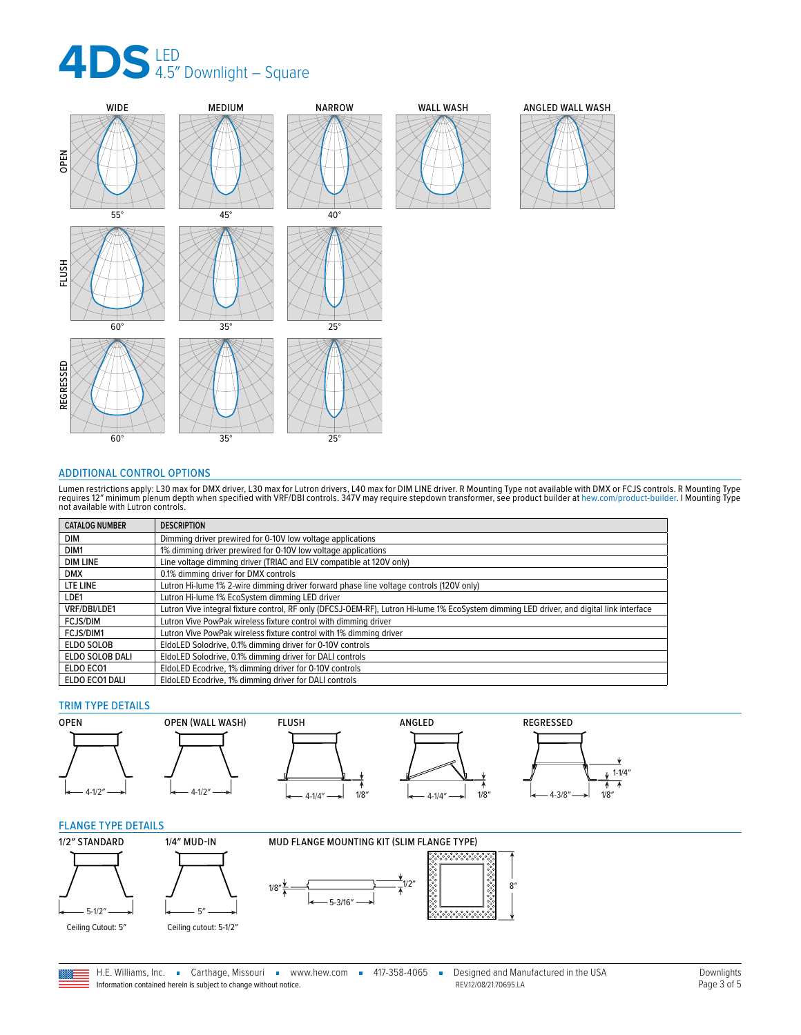# 4DS LED 4.5" Downlight – Square

| | WIDE | MEDIUM | NARROW | WALL WASH | ANGLED WALL WASH |
|---|---|---|---|---|---|
| OPEN | 55° | 45° | 40° | | |
| FLUSH | 60° | 35° | 25° | | |
| REGRESSED | 60° | 35° | 25° | | |

## ADDITIONAL CONTROL OPTIONS

Lumen restrictions apply: L30 max for DMX driver, L30 max for Lutron drivers, L40 max for DIM LINE driver. R Mounting Type not available with DMX or FCJS controls. R Mounting Type requires 12" minimum plenum depth when specified with VRF/DBI controls. 347V may require stepdown transformer, see product builder at hew.com/product-builder. I Mounting Type not available with Lutron controls.

| CATALOG NUMBER | DESCRIPTION |
|---|---|
| DIM | Dimming driver prewired for 0-10V low voltage applications |
| DIM1 | 1% dimming driver prewired for 0-10V low voltage applications |
| DIM LINE | Line voltage dimming driver (TRIAC and ELV compatible at 120V only) |
| DMX | 0.1% dimming driver for DMX controls |
| LTE LINE | Lutron Hi-lume 1% 2-wire dimming driver forward phase line voltage controls (120V only) |
| LDE1 | Lutron Hi-lume 1% EcoSystem dimming LED driver |
| VRF/DBI/LDE1 | Lutron Vive integral fixture control, RF only (DFCSJ-OEM-RF), Lutron Hi-lume 1% EcoSystem dimming LED driver, and digital link interface |
| FCJS/DIM | Lutron Vive PowPak wireless fixture control with dimming driver |
| FCJS/DIM1 | Lutron Vive PowPak wireless fixture control with 1% dimming driver |
| ELDO SOLOB | EldoLED Solodrive, 0.1% dimming driver for 0-10V controls |
| ELDO SOLOB DALI | EldoLED Solodrive, 0.1% dimming driver for DALI controls |
| ELDO ECO1 | EldoLED Ecodrive, 1% dimming driver for 0-10V controls |
| ELDO ECO1 DALI | EldoLED Ecodrive, 1% dimming driver for DALI controls |

## TRIM TYPE DETAILS

- **OPEN**: 4-1/2"
- **OPEN (WALL WASH)**: 4-1/2"
- **FLUSH**: 4-1/4", 1/8"
- **ANGLED**: 4-1/4", 1/8"
- **REGRESSED**: 4-3/8", 1-1/4", 1/8"

## FLANGE TYPE DETAILS

- **1/2" STANDARD**: 5-1/2" — Ceiling Cutout: 5"
- **1/4" MUD-IN**: 5" — Ceiling cutout: 5-1/2"
- **MUD FLANGE MOUNTING KIT (SLIM FLANGE TYPE)**: 1/8", 1/2", 5-3/16", 8"

H.E. Williams, Inc. ▪ Carthage, Missouri ▪ www.hew.com ▪ 417-358-4065 ▪ Designed and Manufactured in the USA

Information contained herein is subject to change without notice. REV.12/08/21.70695.LA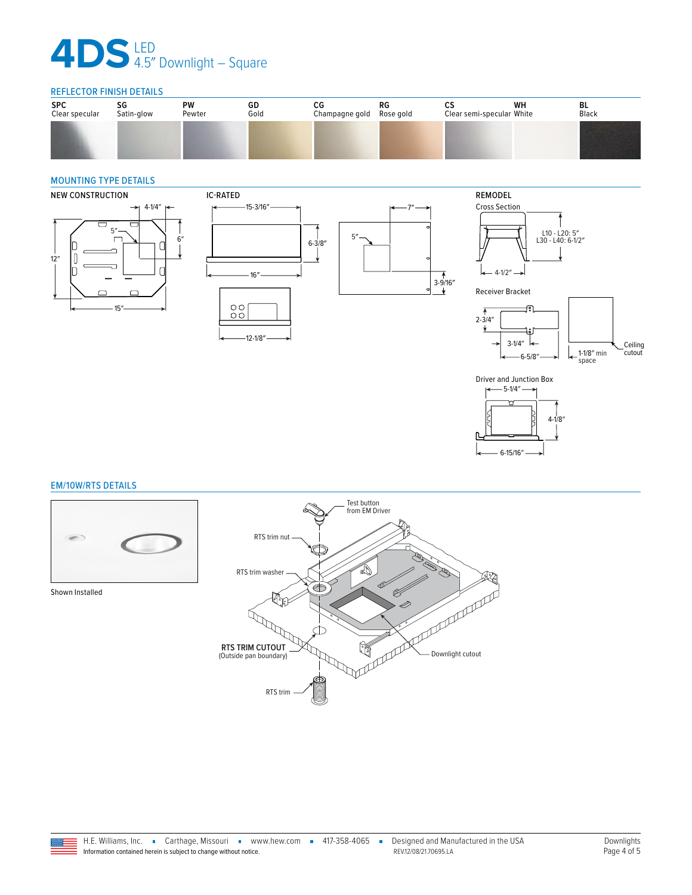# 4DS LED 4.5″ Downlight – Square

## REFLECTOR FINISH DETAILS

| SPC | SG | PW | GD | CG | RG | CS | WH | BL |
|---|---|---|---|---|---|---|---|---|
| Clear specular | Satin-glow | Pewter | Gold | Champagne gold | Rose gold | Clear semi-specular | White | Black |

## MOUNTING TYPE DETAILS

### NEW CONSTRUCTION

4-1/4″, 5″, 6″, 12″, 15″

### IC-RATED

15-3/16″, 6-3/8″, 16″, 12-1/8″, 7″, 5″, 3-9/16″

### REMODEL

Cross Section

L10 - L20: 5″
L30 - L40: 6-1/2″

4-1/2″

Receiver Bracket

2-3/4″, 3-1/4″, 6-5/8″, 1-1/8″ min space, Ceiling cutout

Driver and Junction Box

5-1/4″, 4-1/8″, 6-15/16″

## EM/10W/RTS DETAILS

Shown Installed

Test button from EM Driver

RTS trim nut

RTS trim washer

**RTS TRIM CUTOUT** (Outside pan boundary)

Downlight cutout

RTS trim

H.E. Williams, Inc. ▪ Carthage, Missouri ▪ www.hew.com ▪ 417-358-4065 ▪ Designed and Manufactured in the USA
Information contained herein is subject to change without notice. REV.12/08/21.70695.LA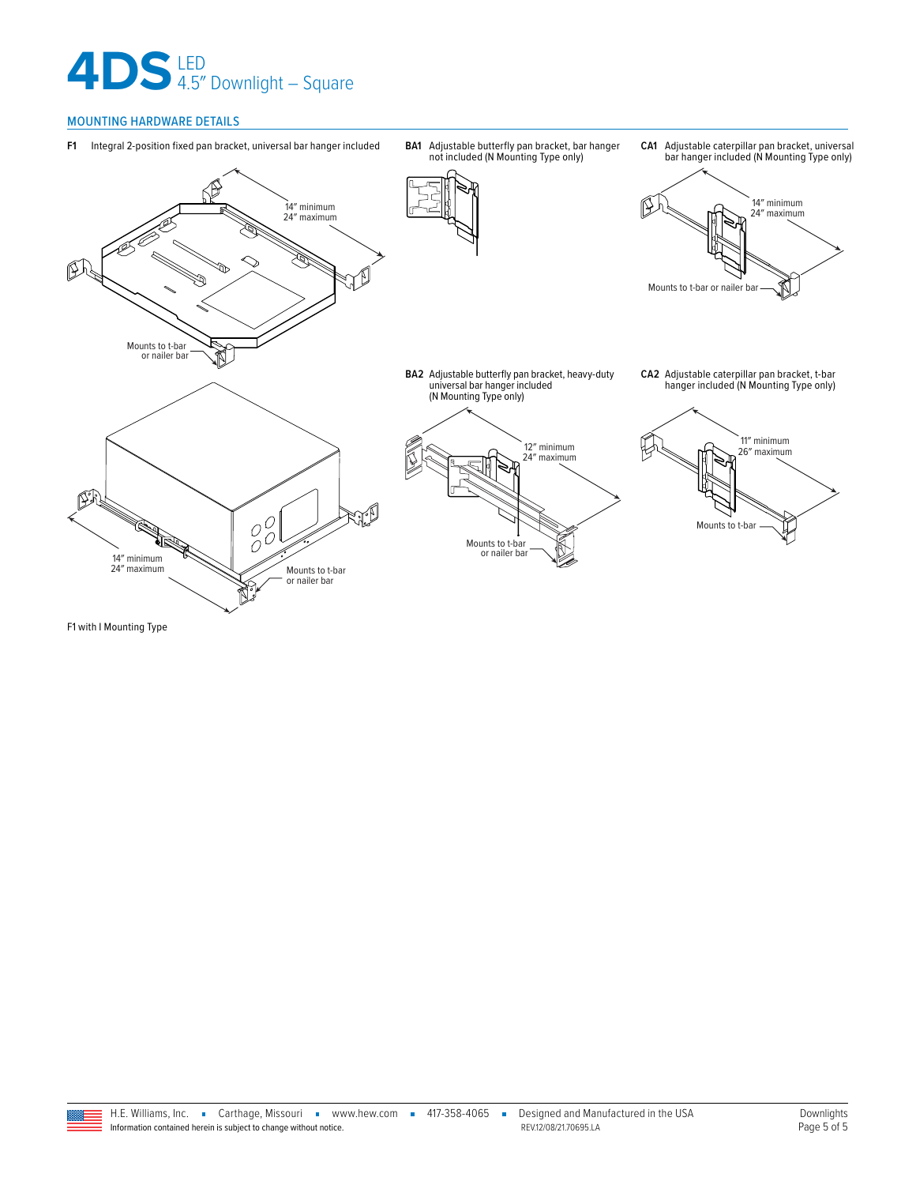# 4DS LED 4.5″ Downlight – Square

## MOUNTING HARDWARE DETAILS

**F1** Integral 2-position fixed pan bracket, universal bar hanger included

14″ minimum
24″ maximum

Mounts to t-bar
or nailer bar

14″ minimum
24″ maximum

Mounts to t-bar
or nailer bar

F1 with I Mounting Type

**BA1** Adjustable butterfly pan bracket, bar hanger not included (N Mounting Type only)

**CA1** Adjustable caterpillar pan bracket, universal bar hanger included (N Mounting Type only)

14″ minimum
24″ maximum

Mounts to t-bar or nailer bar

**BA2** Adjustable butterfly pan bracket, heavy-duty universal bar hanger included (N Mounting Type only)

12″ minimum
24″ maximum

Mounts to t-bar
or nailer bar

**CA2** Adjustable caterpillar pan bracket, t-bar hanger included (N Mounting Type only)

11″ minimum
26″ maximum

Mounts to t-bar

H.E. Williams, Inc. ▪ Carthage, Missouri ▪ www.hew.com ▪ 417-358-4065 ▪ Designed and Manufactured in the USA
Information contained herein is subject to change without notice.
REV.12/08/21.70695.LA